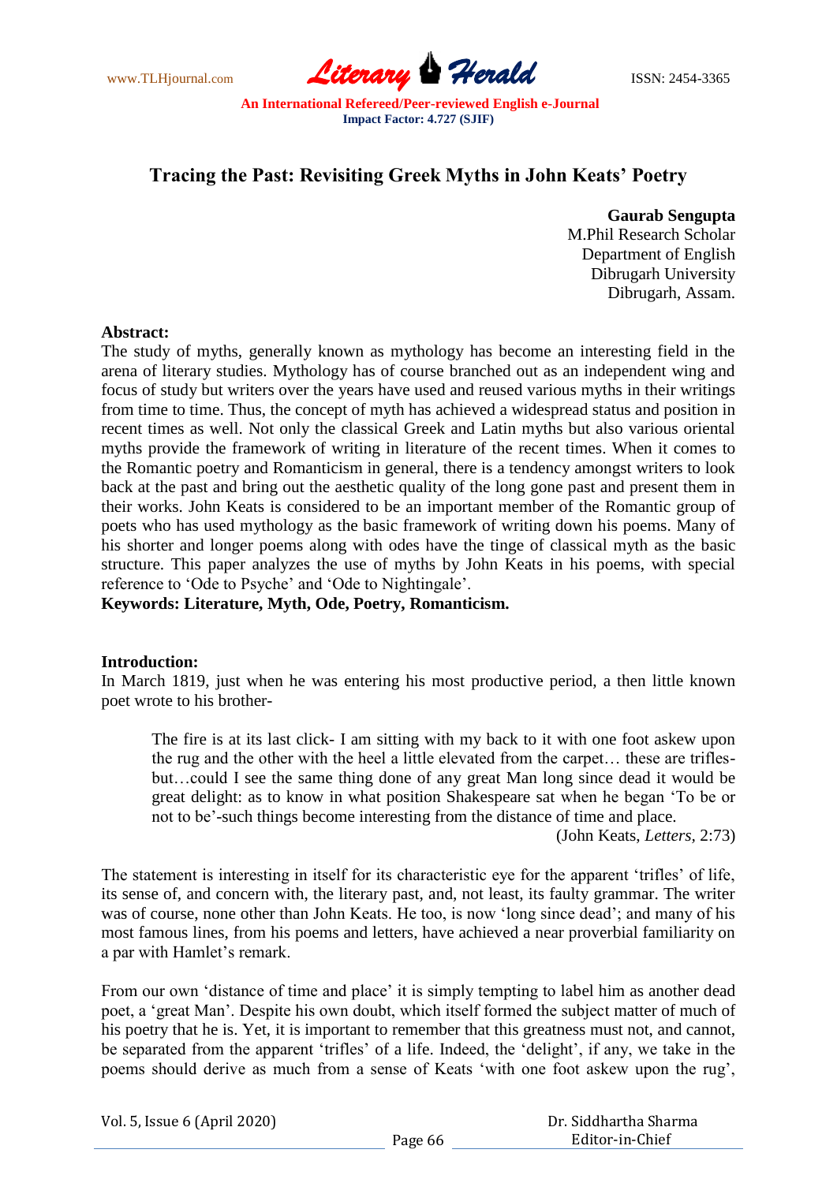# Tracing the Past: Revisiting Greek Myths in John Keats' Poetry

**Gaurab Sengupta**
M.Phil Research Scholar
Department of English
Dibrugarh University
Dibrugarh, Assam.

**Abstract:**
The study of myths, generally known as mythology has become an interesting field in the arena of literary studies. Mythology has of course branched out as an independent wing and focus of study but writers over the years have used and reused various myths in their writings from time to time. Thus, the concept of myth has achieved a widespread status and position in recent times as well. Not only the classical Greek and Latin myths but also various oriental myths provide the framework of writing in literature of the recent times. When it comes to the Romantic poetry and Romanticism in general, there is a tendency amongst writers to look back at the past and bring out the aesthetic quality of the long gone past and present them in their works. John Keats is considered to be an important member of the Romantic group of poets who has used mythology as the basic framework of writing down his poems. Many of his shorter and longer poems along with odes have the tinge of classical myth as the basic structure. This paper analyzes the use of myths by John Keats in his poems, with special reference to 'Ode to Psyche' and 'Ode to Nightingale'.
**Keywords: Literature, Myth, Ode, Poetry, Romanticism.**

**Introduction:**
In March 1819, just when he was entering his most productive period, a then little known poet wrote to his brother-

> The fire is at its last click- I am sitting with my back to it with one foot askew upon the rug and the other with the heel a little elevated from the carpet… these are trifles- but…could I see the same thing done of any great Man long since dead it would be great delight: as to know in what position Shakespeare sat when he began 'To be or not to be'-such things become interesting from the distance of time and place.
>
> (John Keats, *Letters*, 2:73)

The statement is interesting in itself for its characteristic eye for the apparent 'trifles' of life, its sense of, and concern with, the literary past, and, not least, its faulty grammar. The writer was of course, none other than John Keats. He too, is now 'long since dead'; and many of his most famous lines, from his poems and letters, have achieved a near proverbial familiarity on a par with Hamlet's remark.

From our own 'distance of time and place' it is simply tempting to label him as another dead poet, a 'great Man'. Despite his own doubt, which itself formed the subject matter of much of his poetry that he is. Yet, it is important to remember that this greatness must not, and cannot, be separated from the apparent 'trifles' of a life. Indeed, the 'delight', if any, we take in the poems should derive as much from a sense of Keats 'with one foot askew upon the rug',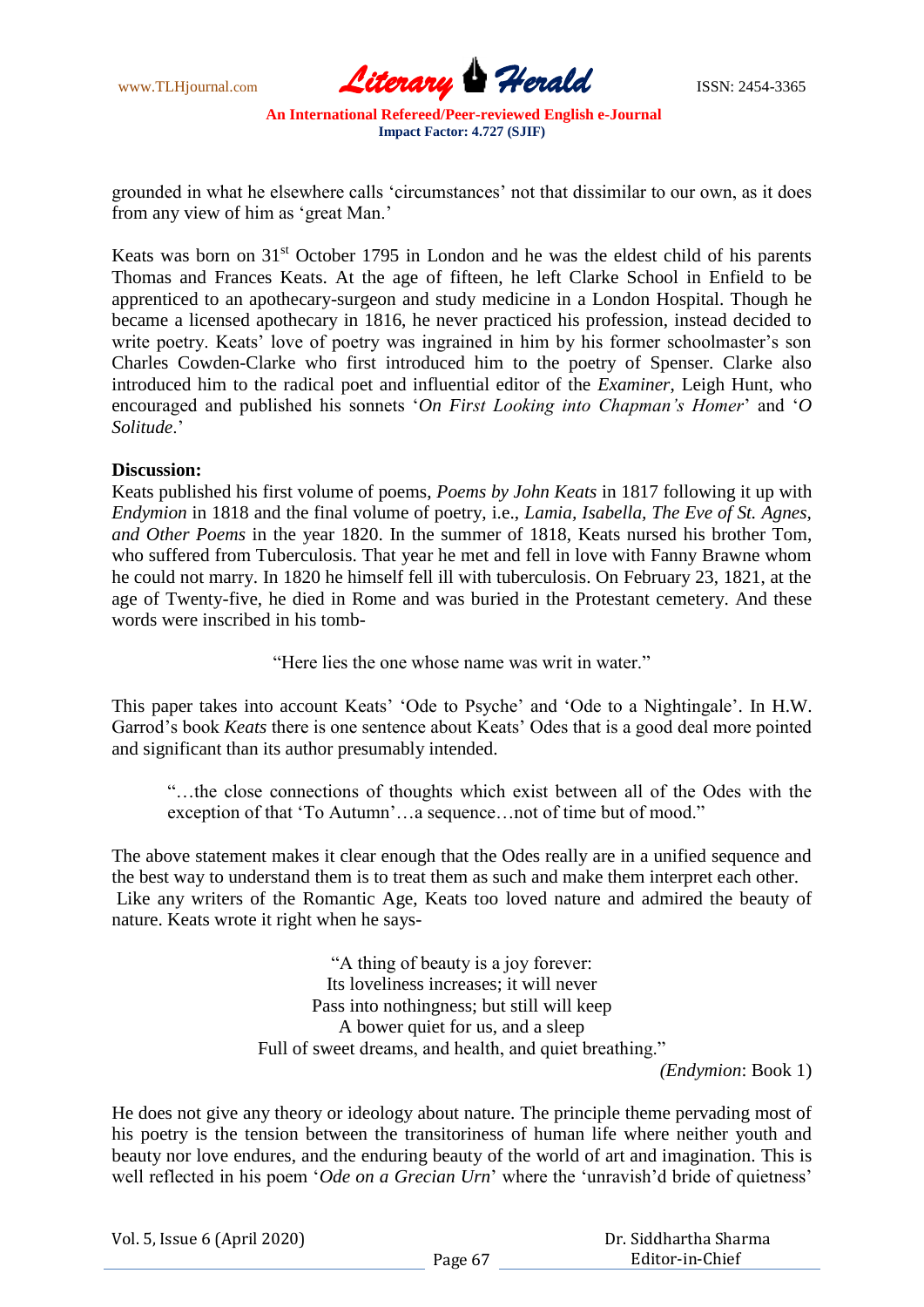grounded in what he elsewhere calls 'circumstances' not that dissimilar to our own, as it does from any view of him as 'great Man.'

Keats was born on 31st October 1795 in London and he was the eldest child of his parents Thomas and Frances Keats. At the age of fifteen, he left Clarke School in Enfield to be apprenticed to an apothecary-surgeon and study medicine in a London Hospital. Though he became a licensed apothecary in 1816, he never practiced his profession, instead decided to write poetry. Keats' love of poetry was ingrained in him by his former schoolmaster's son Charles Cowden-Clarke who first introduced him to the poetry of Spenser. Clarke also introduced him to the radical poet and influential editor of the *Examiner*, Leigh Hunt, who encouraged and published his sonnets '*On First Looking into Chapman's Homer*' and '*O Solitude*.'

**Discussion:**

Keats published his first volume of poems, *Poems by John Keats* in 1817 following it up with *Endymion* in 1818 and the final volume of poetry, i.e., *Lamia, Isabella, The Eve of St. Agnes, and Other Poems* in the year 1820. In the summer of 1818, Keats nursed his brother Tom, who suffered from Tuberculosis. That year he met and fell in love with Fanny Brawne whom he could not marry. In 1820 he himself fell ill with tuberculosis. On February 23, 1821, at the age of Twenty-five, he died in Rome and was buried in the Protestant cemetery. And these words were inscribed in his tomb-

"Here lies the one whose name was writ in water."

This paper takes into account Keats' 'Ode to Psyche' and 'Ode to a Nightingale'. In H.W. Garrod's book *Keats* there is one sentence about Keats' Odes that is a good deal more pointed and significant than its author presumably intended.

> "…the close connections of thoughts which exist between all of the Odes with the exception of that 'To Autumn'…a sequence…not of time but of mood."

The above statement makes it clear enough that the Odes really are in a unified sequence and the best way to understand them is to treat them as such and make them interpret each other.
Like any writers of the Romantic Age, Keats too loved nature and admired the beauty of nature. Keats wrote it right when he says-

> "A thing of beauty is a joy forever:
> Its loveliness increases; it will never
> Pass into nothingness; but still will keep
> A bower quiet for us, and a sleep
> Full of sweet dreams, and health, and quiet breathing."
>
> *(Endymion*: Book 1)

He does not give any theory or ideology about nature. The principle theme pervading most of his poetry is the tension between the transitoriness of human life where neither youth and beauty nor love endures, and the enduring beauty of the world of art and imagination. This is well reflected in his poem '*Ode on a Grecian Urn*' where the 'unravish'd bride of quietness'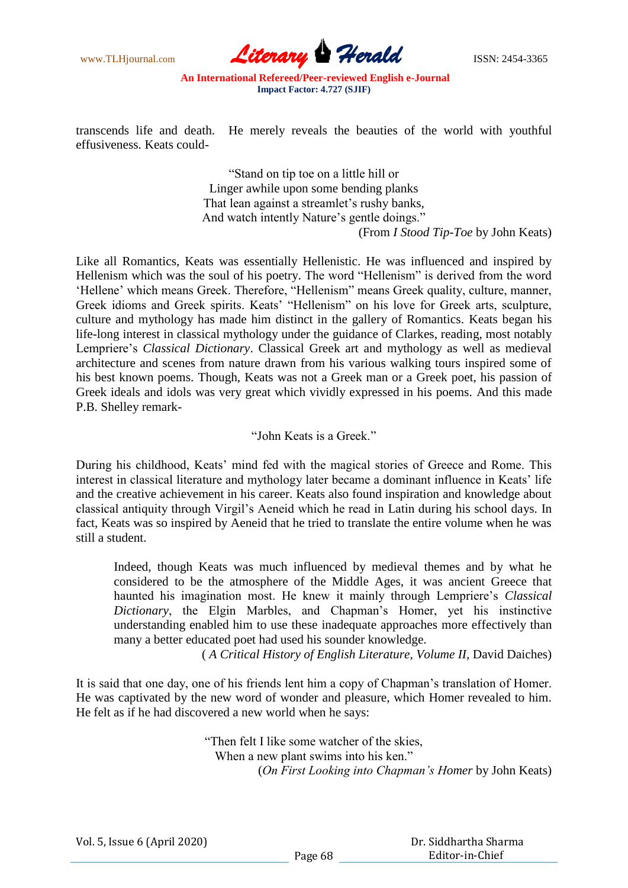transcends life and death. He merely reveals the beauties of the world with youthful effusiveness. Keats could-

> "Stand on tip toe on a little hill or
> Linger awhile upon some bending planks
> That lean against a streamlet's rushy banks,
> And watch intently Nature's gentle doings."
>
> (From *I Stood Tip-Toe* by John Keats)

Like all Romantics, Keats was essentially Hellenistic. He was influenced and inspired by Hellenism which was the soul of his poetry. The word "Hellenism" is derived from the word 'Hellene' which means Greek. Therefore, "Hellenism" means Greek quality, culture, manner, Greek idioms and Greek spirits. Keats' "Hellenism" on his love for Greek arts, sculpture, culture and mythology has made him distinct in the gallery of Romantics. Keats began his life-long interest in classical mythology under the guidance of Clarkes, reading, most notably Lempriere's *Classical Dictionary*. Classical Greek art and mythology as well as medieval architecture and scenes from nature drawn from his various walking tours inspired some of his best known poems. Though, Keats was not a Greek man or a Greek poet, his passion of Greek ideals and idols was very great which vividly expressed in his poems. And this made P.B. Shelley remark-

> "John Keats is a Greek."

During his childhood, Keats' mind fed with the magical stories of Greece and Rome. This interest in classical literature and mythology later became a dominant influence in Keats' life and the creative achievement in his career. Keats also found inspiration and knowledge about classical antiquity through Virgil's Aeneid which he read in Latin during his school days. In fact, Keats was so inspired by Aeneid that he tried to translate the entire volume when he was still a student.

> Indeed, though Keats was much influenced by medieval themes and by what he considered to be the atmosphere of the Middle Ages, it was ancient Greece that haunted his imagination most. He knew it mainly through Lempriere's *Classical Dictionary*, the Elgin Marbles, and Chapman's Homer, yet his instinctive understanding enabled him to use these inadequate approaches more effectively than many a better educated poet had used his sounder knowledge.
>
> ( *A Critical History of English Literature, Volume II,* David Daiches)

It is said that one day, one of his friends lent him a copy of Chapman's translation of Homer. He was captivated by the new word of wonder and pleasure, which Homer revealed to him. He felt as if he had discovered a new world when he says:

> "Then felt I like some watcher of the skies,
> When a new plant swims into his ken."
>
> (*On First Looking into Chapman's Homer* by John Keats)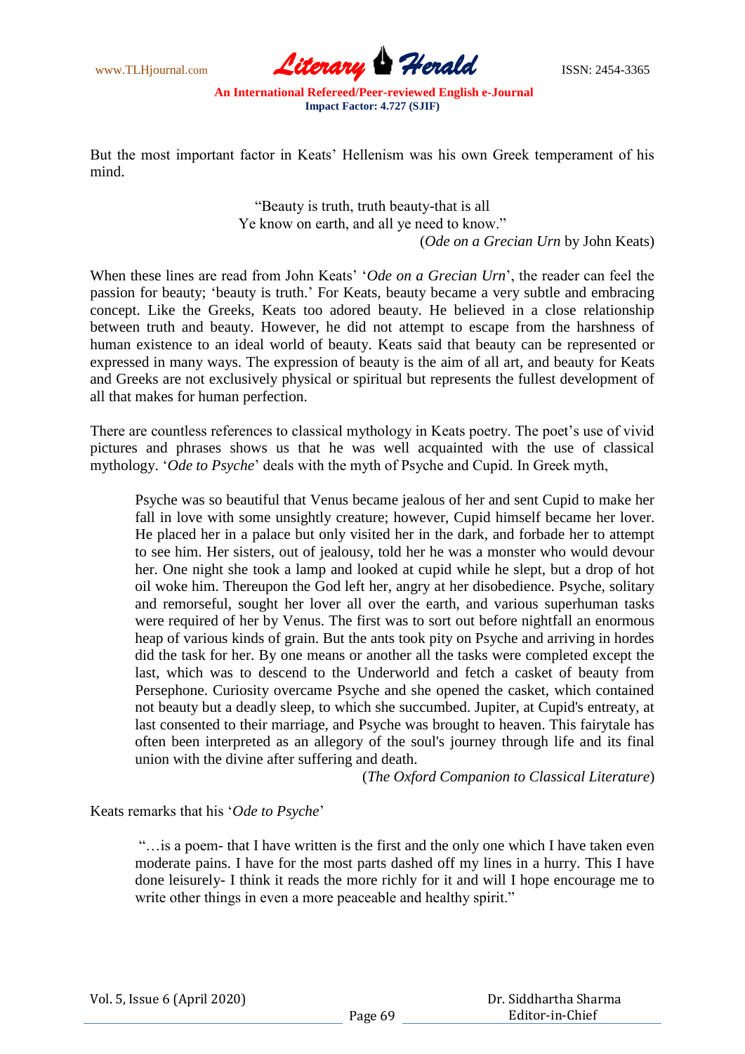But the most important factor in Keats' Hellenism was his own Greek temperament of his mind.

> "Beauty is truth, truth beauty-that is all
> Ye know on earth, and all ye need to know."
>
> (*Ode on a Grecian Urn* by John Keats)

When these lines are read from John Keats' '*Ode on a Grecian Urn*', the reader can feel the passion for beauty; 'beauty is truth.' For Keats, beauty became a very subtle and embracing concept. Like the Greeks, Keats too adored beauty. He believed in a close relationship between truth and beauty. However, he did not attempt to escape from the harshness of human existence to an ideal world of beauty. Keats said that beauty can be represented or expressed in many ways. The expression of beauty is the aim of all art, and beauty for Keats and Greeks are not exclusively physical or spiritual but represents the fullest development of all that makes for human perfection.

There are countless references to classical mythology in Keats poetry. The poet's use of vivid pictures and phrases shows us that he was well acquainted with the use of classical mythology. '*Ode to Psyche*' deals with the myth of Psyche and Cupid. In Greek myth,

> Psyche was so beautiful that Venus became jealous of her and sent Cupid to make her fall in love with some unsightly creature; however, Cupid himself became her lover. He placed her in a palace but only visited her in the dark, and forbade her to attempt to see him. Her sisters, out of jealousy, told her he was a monster who would devour her. One night she took a lamp and looked at cupid while he slept, but a drop of hot oil woke him. Thereupon the God left her, angry at her disobedience. Psyche, solitary and remorseful, sought her lover all over the earth, and various superhuman tasks were required of her by Venus. The first was to sort out before nightfall an enormous heap of various kinds of grain. But the ants took pity on Psyche and arriving in hordes did the task for her. By one means or another all the tasks were completed except the last, which was to descend to the Underworld and fetch a casket of beauty from Persephone. Curiosity overcame Psyche and she opened the casket, which contained not beauty but a deadly sleep, to which she succumbed. Jupiter, at Cupid's entreaty, at last consented to their marriage, and Psyche was brought to heaven. This fairytale has often been interpreted as an allegory of the soul's journey through life and its final union with the divine after suffering and death.
>
> (*The Oxford Companion to Classical Literature*)

Keats remarks that his '*Ode to Psyche*'

> "…is a poem- that I have written is the first and the only one which I have taken even moderate pains. I have for the most parts dashed off my lines in a hurry. This I have done leisurely- I think it reads the more richly for it and will I hope encourage me to write other things in even a more peaceable and healthy spirit."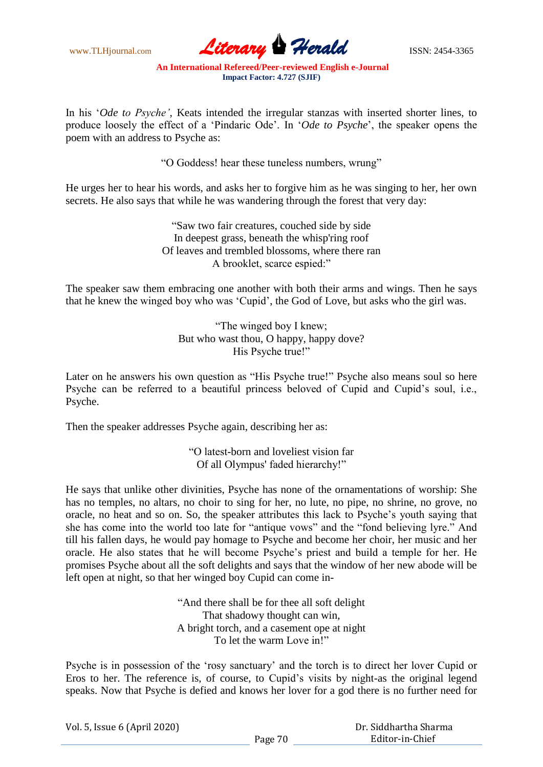In his '*Ode to Psyche'*, Keats intended the irregular stanzas with inserted shorter lines, to produce loosely the effect of a 'Pindaric Ode'. In '*Ode to Psyche*', the speaker opens the poem with an address to Psyche as:

> "O Goddess! hear these tuneless numbers, wrung"

He urges her to hear his words, and asks her to forgive him as he was singing to her, her own secrets. He also says that while he was wandering through the forest that very day:

> "Saw two fair creatures, couched side by side
> In deepest grass, beneath the whisp'ring roof
> Of leaves and trembled blossoms, where there ran
> A brooklet, scarce espied:"

The speaker saw them embracing one another with both their arms and wings. Then he says that he knew the winged boy who was 'Cupid', the God of Love, but asks who the girl was.

> "The winged boy I knew;
> But who wast thou, O happy, happy dove?
> His Psyche true!"

Later on he answers his own question as "His Psyche true!" Psyche also means soul so here Psyche can be referred to a beautiful princess beloved of Cupid and Cupid's soul, i.e., Psyche.

Then the speaker addresses Psyche again, describing her as:

> "O latest-born and loveliest vision far
> Of all Olympus' faded hierarchy!"

He says that unlike other divinities, Psyche has none of the ornamentations of worship: She has no temples, no altars, no choir to sing for her, no lute, no pipe, no shrine, no grove, no oracle, no heat and so on. So, the speaker attributes this lack to Psyche's youth saying that she has come into the world too late for "antique vows" and the "fond believing lyre." And till his fallen days, he would pay homage to Psyche and become her choir, her music and her oracle. He also states that he will become Psyche's priest and build a temple for her. He promises Psyche about all the soft delights and says that the window of her new abode will be left open at night, so that her winged boy Cupid can come in-

> "And there shall be for thee all soft delight
> That shadowy thought can win,
> A bright torch, and a casement ope at night
> To let the warm Love in!"

Psyche is in possession of the 'rosy sanctuary' and the torch is to direct her lover Cupid or Eros to her. The reference is, of course, to Cupid's visits by night-as the original legend speaks. Now that Psyche is defied and knows her lover for a god there is no further need for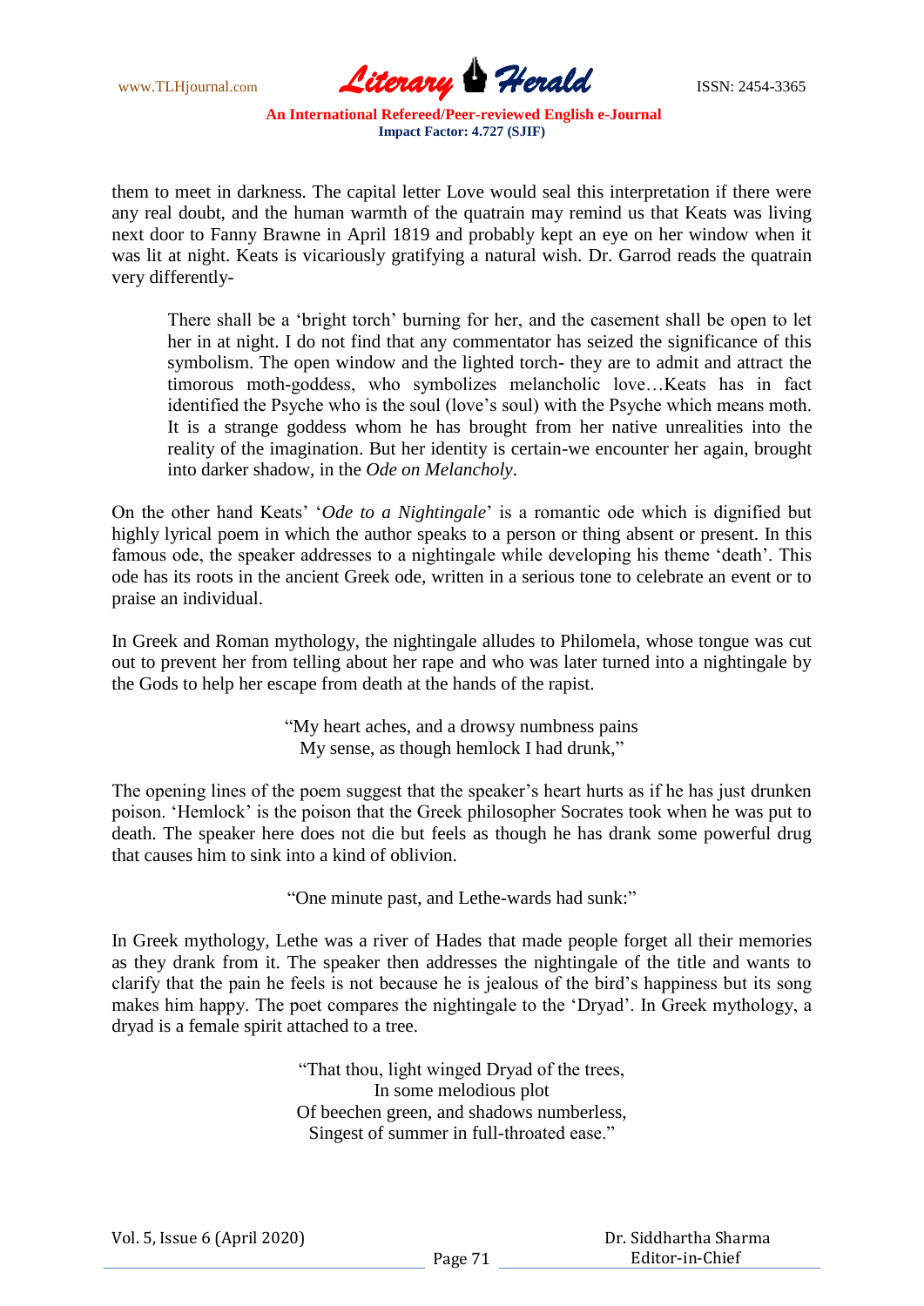them to meet in darkness. The capital letter Love would seal this interpretation if there were any real doubt, and the human warmth of the quatrain may remind us that Keats was living next door to Fanny Brawne in April 1819 and probably kept an eye on her window when it was lit at night. Keats is vicariously gratifying a natural wish. Dr. Garrod reads the quatrain very differently-

> There shall be a 'bright torch' burning for her, and the casement shall be open to let her in at night. I do not find that any commentator has seized the significance of this symbolism. The open window and the lighted torch- they are to admit and attract the timorous moth-goddess, who symbolizes melancholic love…Keats has in fact identified the Psyche who is the soul (love's soul) with the Psyche which means moth. It is a strange goddess whom he has brought from her native unrealities into the reality of the imagination. But her identity is certain-we encounter her again, brought into darker shadow, in the *Ode on Melancholy*.

On the other hand Keats' '*Ode to a Nightingale*' is a romantic ode which is dignified but highly lyrical poem in which the author speaks to a person or thing absent or present. In this famous ode, the speaker addresses to a nightingale while developing his theme 'death'. This ode has its roots in the ancient Greek ode, written in a serious tone to celebrate an event or to praise an individual.

In Greek and Roman mythology, the nightingale alludes to Philomela, whose tongue was cut out to prevent her from telling about her rape and who was later turned into a nightingale by the Gods to help her escape from death at the hands of the rapist.

"My heart aches, and a drowsy numbness pains  
My sense, as though hemlock I had drunk,"

The opening lines of the poem suggest that the speaker's heart hurts as if he has just drunken poison. 'Hemlock' is the poison that the Greek philosopher Socrates took when he was put to death. The speaker here does not die but feels as though he has drank some powerful drug that causes him to sink into a kind of oblivion.

"One minute past, and Lethe-wards had sunk:"

In Greek mythology, Lethe was a river of Hades that made people forget all their memories as they drank from it. The speaker then addresses the nightingale of the title and wants to clarify that the pain he feels is not because he is jealous of the bird's happiness but its song makes him happy. The poet compares the nightingale to the 'Dryad'. In Greek mythology, a dryad is a female spirit attached to a tree.

"That thou, light winged Dryad of the trees,  
In some melodious plot  
Of beechen green, and shadows numberless,  
Singest of summer in full-throated ease."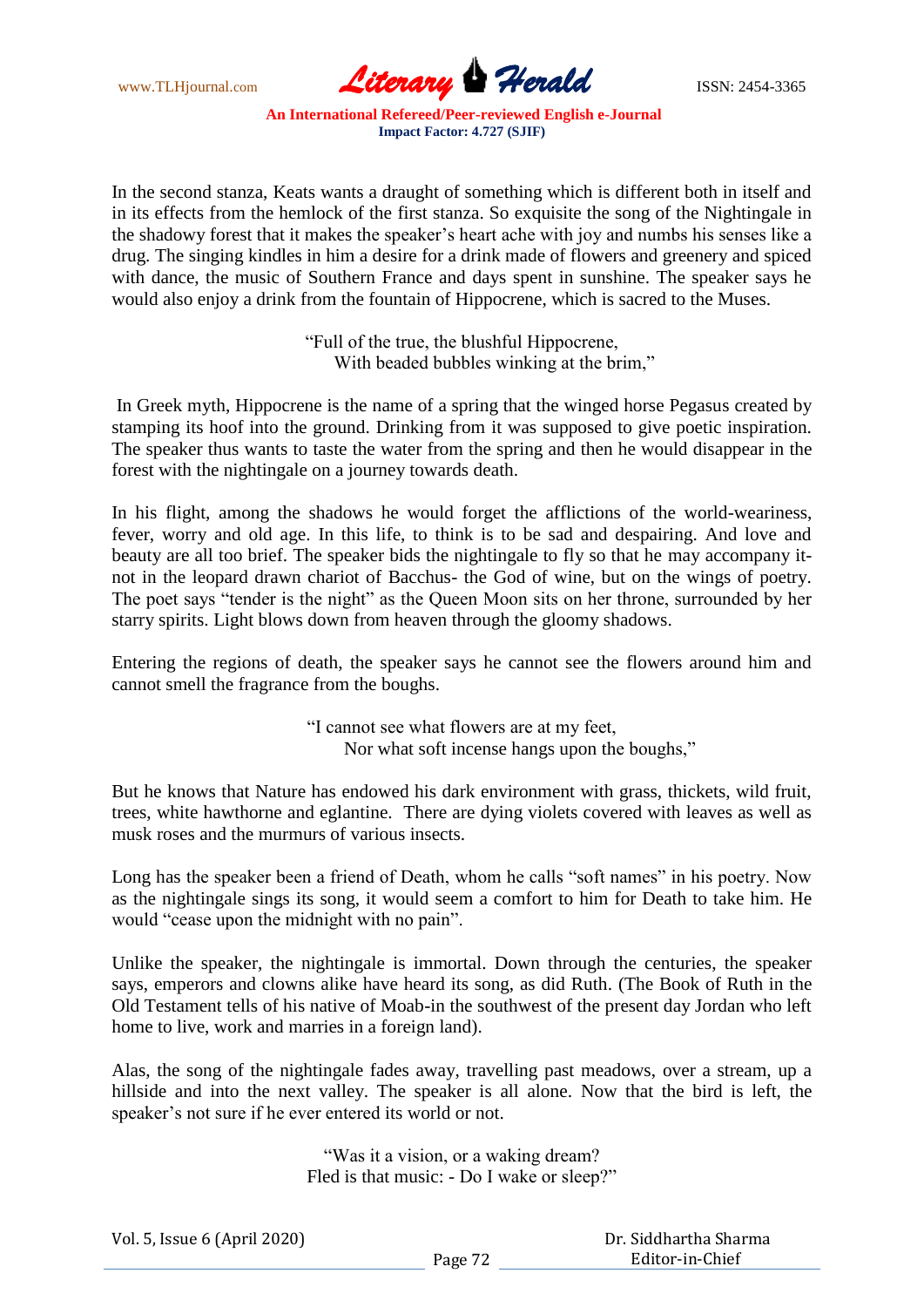In the second stanza, Keats wants a draught of something which is different both in itself and in its effects from the hemlock of the first stanza. So exquisite the song of the Nightingale in the shadowy forest that it makes the speaker's heart ache with joy and numbs his senses like a drug. The singing kindles in him a desire for a drink made of flowers and greenery and spiced with dance, the music of Southern France and days spent in sunshine. The speaker says he would also enjoy a drink from the fountain of Hippocrene, which is sacred to the Muses.

> "Full of the true, the blushful Hippocrene,
> With beaded bubbles winking at the brim,"

In Greek myth, Hippocrene is the name of a spring that the winged horse Pegasus created by stamping its hoof into the ground. Drinking from it was supposed to give poetic inspiration. The speaker thus wants to taste the water from the spring and then he would disappear in the forest with the nightingale on a journey towards death.

In his flight, among the shadows he would forget the afflictions of the world-weariness, fever, worry and old age. In this life, to think is to be sad and despairing. And love and beauty are all too brief. The speaker bids the nightingale to fly so that he may accompany it- not in the leopard drawn chariot of Bacchus- the God of wine, but on the wings of poetry. The poet says "tender is the night" as the Queen Moon sits on her throne, surrounded by her starry spirits. Light blows down from heaven through the gloomy shadows.

Entering the regions of death, the speaker says he cannot see the flowers around him and cannot smell the fragrance from the boughs.

> "I cannot see what flowers are at my feet,
> Nor what soft incense hangs upon the boughs,"

But he knows that Nature has endowed his dark environment with grass, thickets, wild fruit, trees, white hawthorne and eglantine. There are dying violets covered with leaves as well as musk roses and the murmurs of various insects.

Long has the speaker been a friend of Death, whom he calls "soft names" in his poetry. Now as the nightingale sings its song, it would seem a comfort to him for Death to take him. He would "cease upon the midnight with no pain".

Unlike the speaker, the nightingale is immortal. Down through the centuries, the speaker says, emperors and clowns alike have heard its song, as did Ruth. (The Book of Ruth in the Old Testament tells of his native of Moab-in the southwest of the present day Jordan who left home to live, work and marries in a foreign land).

Alas, the song of the nightingale fades away, travelling past meadows, over a stream, up a hillside and into the next valley. The speaker is all alone. Now that the bird is left, the speaker's not sure if he ever entered its world or not.

> "Was it a vision, or a waking dream?
> Fled is that music: - Do I wake or sleep?"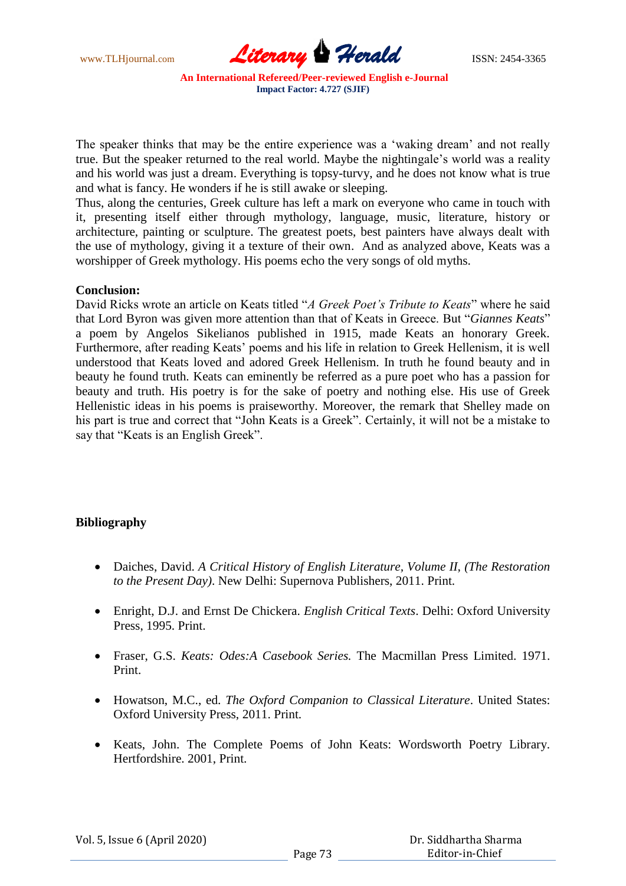The speaker thinks that may be the entire experience was a 'waking dream' and not really true. But the speaker returned to the real world. Maybe the nightingale's world was a reality and his world was just a dream. Everything is topsy-turvy, and he does not know what is true and what is fancy. He wonders if he is still awake or sleeping.

Thus, along the centuries, Greek culture has left a mark on everyone who came in touch with it, presenting itself either through mythology, language, music, literature, history or architecture, painting or sculpture. The greatest poets, best painters have always dealt with the use of mythology, giving it a texture of their own. And as analyzed above, Keats was a worshipper of Greek mythology. His poems echo the very songs of old myths.

**Conclusion:**

David Ricks wrote an article on Keats titled "*A Greek Poet's Tribute to Keats*" where he said that Lord Byron was given more attention than that of Keats in Greece. But "*Giannes Keats*" a poem by Angelos Sikelianos published in 1915, made Keats an honorary Greek. Furthermore, after reading Keats' poems and his life in relation to Greek Hellenism, it is well understood that Keats loved and adored Greek Hellenism. In truth he found beauty and in beauty he found truth. Keats can eminently be referred as a pure poet who has a passion for beauty and truth. His poetry is for the sake of poetry and nothing else. His use of Greek Hellenistic ideas in his poems is praiseworthy. Moreover, the remark that Shelley made on his part is true and correct that "John Keats is a Greek". Certainly, it will not be a mistake to say that "Keats is an English Greek".

**Bibliography**

- Daiches, David. *A Critical History of English Literature, Volume II, (The Restoration to the Present Day)*. New Delhi: Supernova Publishers, 2011. Print.
- Enright, D.J. and Ernst De Chickera. *English Critical Texts*. Delhi: Oxford University Press, 1995. Print.
- Fraser, G.S. *Keats: Odes:A Casebook Series.* The Macmillan Press Limited. 1971. Print.
- Howatson, M.C., ed. *The Oxford Companion to Classical Literature*. United States: Oxford University Press, 2011. Print.
- Keats, John. The Complete Poems of John Keats: Wordsworth Poetry Library. Hertfordshire. 2001, Print.